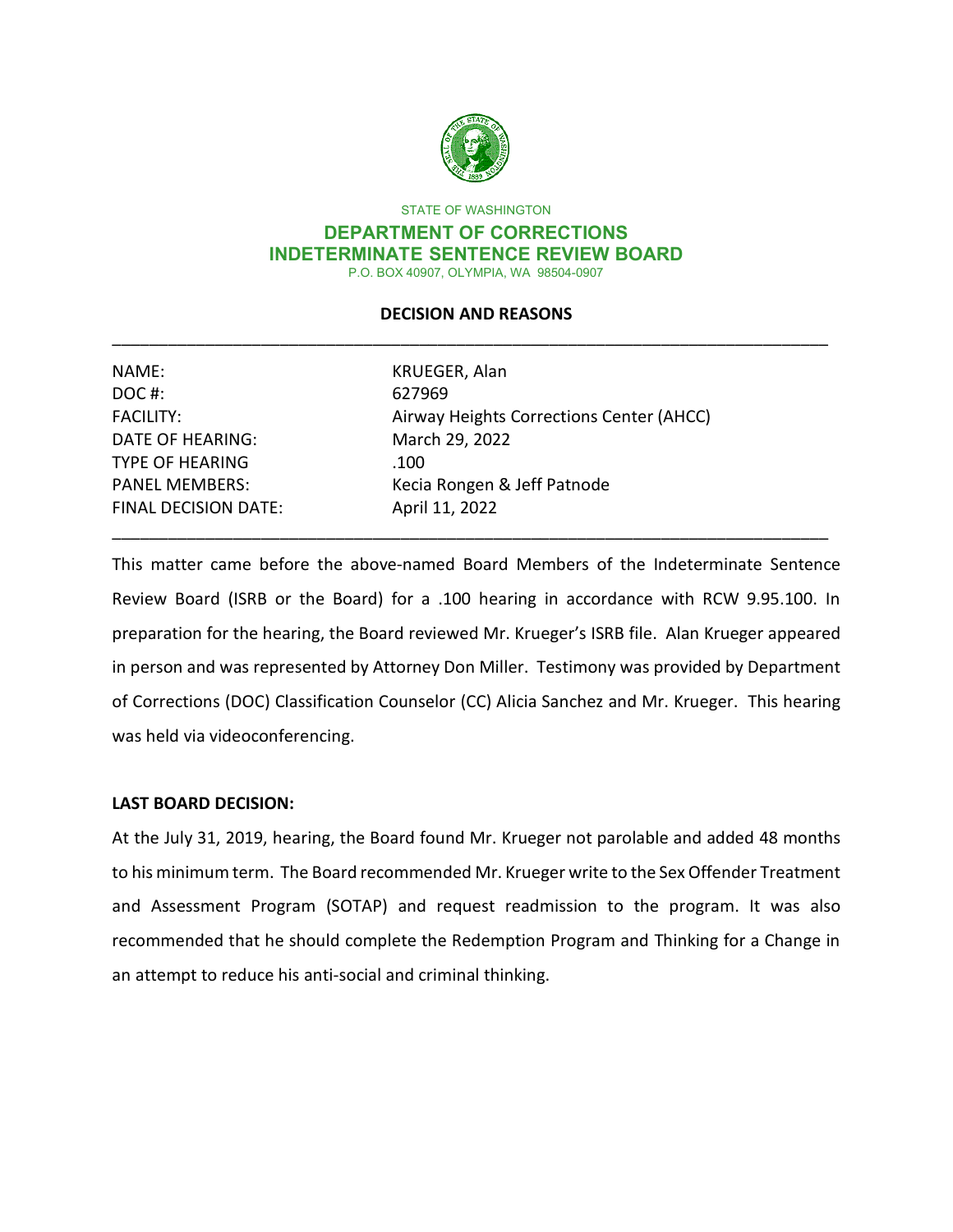STATE OF WASHINGTON

**DEPARTMENT OF CORRECTIONS**
**INDETERMINATE SENTENCE REVIEW BOARD**
P.O. BOX 40907, OLYMPIA, WA 98504-0907

## DECISION AND REASONS

| | |
|---|---|
| NAME: | KRUEGER, Alan |
| DOC #: | 627969 |
| FACILITY: | Airway Heights Corrections Center (AHCC) |
| DATE OF HEARING: | March 29, 2022 |
| TYPE OF HEARING | .100 |
| PANEL MEMBERS: | Kecia Rongen & Jeff Patnode |
| FINAL DECISION DATE: | April 11, 2022 |

This matter came before the above-named Board Members of the Indeterminate Sentence Review Board (ISRB or the Board) for a .100 hearing in accordance with RCW 9.95.100. In preparation for the hearing, the Board reviewed Mr. Krueger's ISRB file. Alan Krueger appeared in person and was represented by Attorney Don Miller. Testimony was provided by Department of Corrections (DOC) Classification Counselor (CC) Alicia Sanchez and Mr. Krueger. This hearing was held via videoconferencing.

**LAST BOARD DECISION:**

At the July 31, 2019, hearing, the Board found Mr. Krueger not parolable and added 48 months to his minimum term. The Board recommended Mr. Krueger write to the Sex Offender Treatment and Assessment Program (SOTAP) and request readmission to the program. It was also recommended that he should complete the Redemption Program and Thinking for a Change in an attempt to reduce his anti-social and criminal thinking.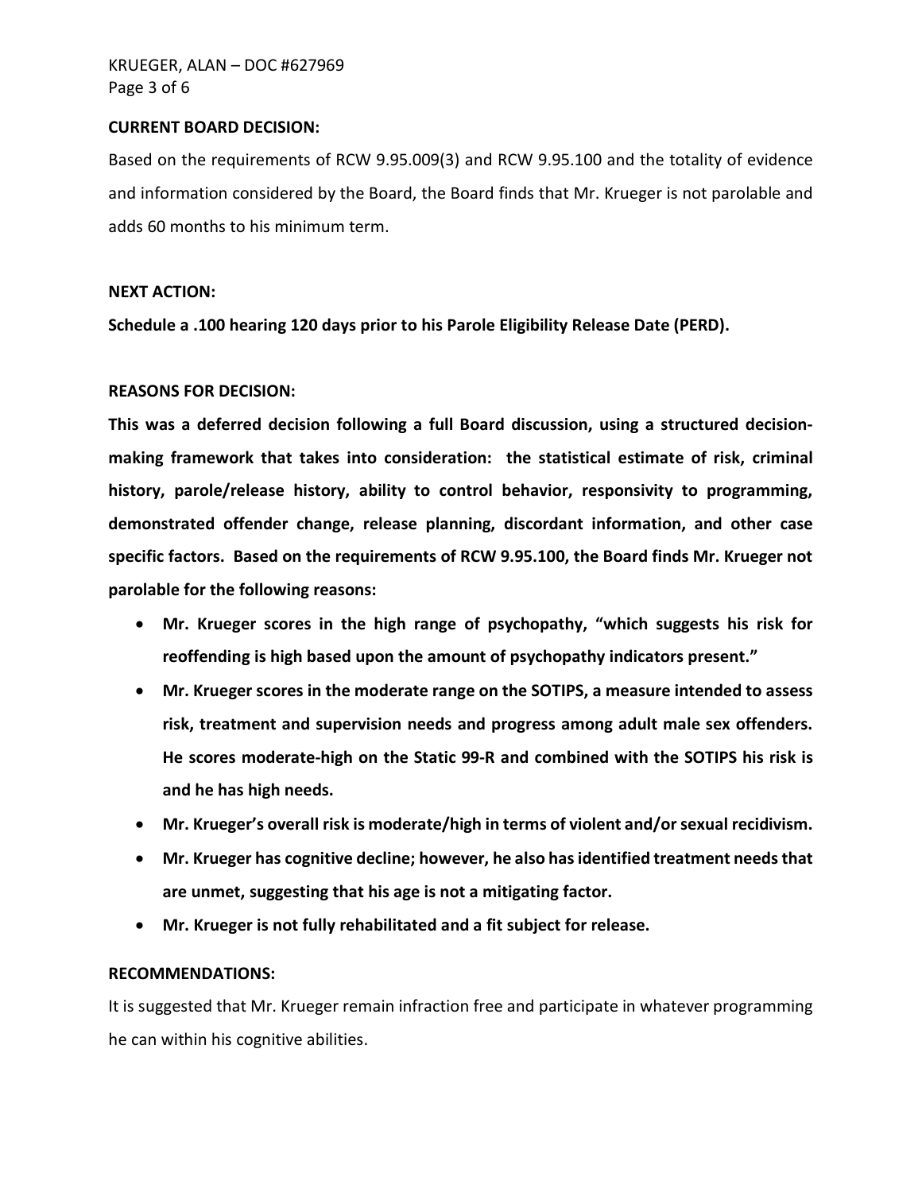**CURRENT BOARD DECISION:**

Based on the requirements of RCW 9.95.009(3) and RCW 9.95.100 and the totality of evidence and information considered by the Board, the Board finds that Mr. Krueger is not parolable and adds 60 months to his minimum term.

**NEXT ACTION:**

**Schedule a .100 hearing 120 days prior to his Parole Eligibility Release Date (PERD).**

**REASONS FOR DECISION:**

**This was a deferred decision following a full Board discussion, using a structured decision-making framework that takes into consideration: the statistical estimate of risk, criminal history, parole/release history, ability to control behavior, responsivity to programming, demonstrated offender change, release planning, discordant information, and other case specific factors. Based on the requirements of RCW 9.95.100, the Board finds Mr. Krueger not parolable for the following reasons:**

- **Mr. Krueger scores in the high range of psychopathy, "which suggests his risk for reoffending is high based upon the amount of psychopathy indicators present."**
- **Mr. Krueger scores in the moderate range on the SOTIPS, a measure intended to assess risk, treatment and supervision needs and progress among adult male sex offenders. He scores moderate-high on the Static 99-R and combined with the SOTIPS his risk is and he has high needs.**
- **Mr. Krueger's overall risk is moderate/high in terms of violent and/or sexual recidivism.**
- **Mr. Krueger has cognitive decline; however, he also has identified treatment needs that are unmet, suggesting that his age is not a mitigating factor.**
- **Mr. Krueger is not fully rehabilitated and a fit subject for release.**

**RECOMMENDATIONS:**

It is suggested that Mr. Krueger remain infraction free and participate in whatever programming he can within his cognitive abilities.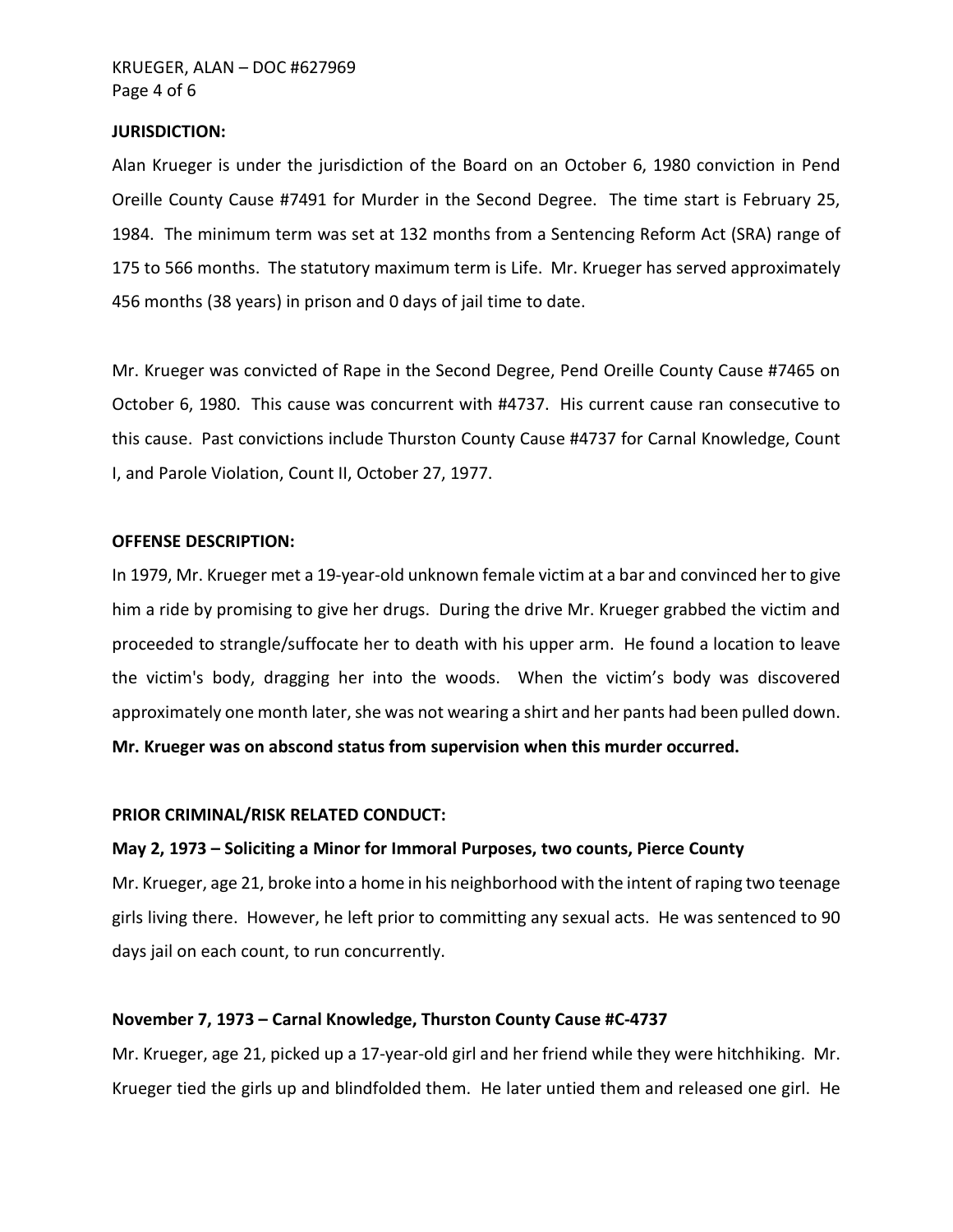**JURISDICTION:**

Alan Krueger is under the jurisdiction of the Board on an October 6, 1980 conviction in Pend Oreille County Cause #7491 for Murder in the Second Degree. The time start is February 25, 1984. The minimum term was set at 132 months from a Sentencing Reform Act (SRA) range of 175 to 566 months. The statutory maximum term is Life. Mr. Krueger has served approximately 456 months (38 years) in prison and 0 days of jail time to date.

Mr. Krueger was convicted of Rape in the Second Degree, Pend Oreille County Cause #7465 on October 6, 1980. This cause was concurrent with #4737. His current cause ran consecutive to this cause. Past convictions include Thurston County Cause #4737 for Carnal Knowledge, Count I, and Parole Violation, Count II, October 27, 1977.

**OFFENSE DESCRIPTION:**

In 1979, Mr. Krueger met a 19-year-old unknown female victim at a bar and convinced her to give him a ride by promising to give her drugs. During the drive Mr. Krueger grabbed the victim and proceeded to strangle/suffocate her to death with his upper arm. He found a location to leave the victim's body, dragging her into the woods. When the victim's body was discovered approximately one month later, she was not wearing a shirt and her pants had been pulled down. **Mr. Krueger was on abscond status from supervision when this murder occurred.**

**PRIOR CRIMINAL/RISK RELATED CONDUCT:**

**May 2, 1973 – Soliciting a Minor for Immoral Purposes, two counts, Pierce County**

Mr. Krueger, age 21, broke into a home in his neighborhood with the intent of raping two teenage girls living there. However, he left prior to committing any sexual acts. He was sentenced to 90 days jail on each count, to run concurrently.

**November 7, 1973 – Carnal Knowledge, Thurston County Cause #C-4737**

Mr. Krueger, age 21, picked up a 17-year-old girl and her friend while they were hitchhiking. Mr. Krueger tied the girls up and blindfolded them. He later untied them and released one girl. He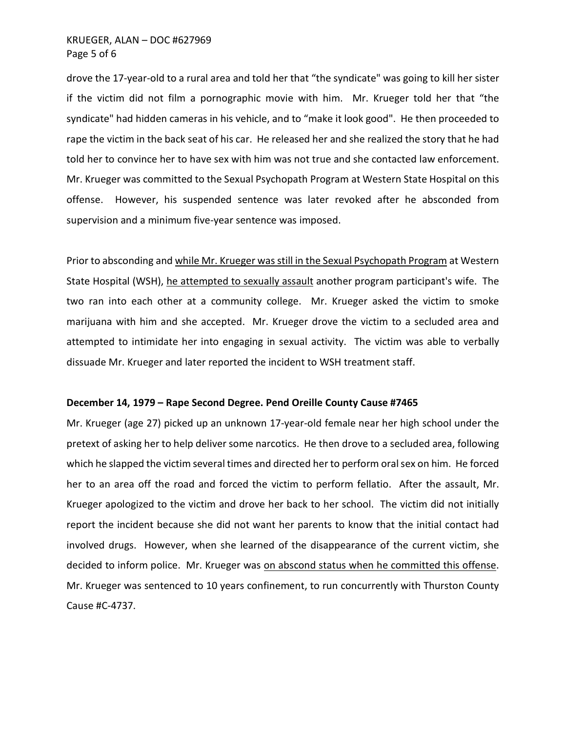drove the 17-year-old to a rural area and told her that "the syndicate" was going to kill her sister if the victim did not film a pornographic movie with him. Mr. Krueger told her that "the syndicate" had hidden cameras in his vehicle, and to "make it look good". He then proceeded to rape the victim in the back seat of his car. He released her and she realized the story that he had told her to convince her to have sex with him was not true and she contacted law enforcement. Mr. Krueger was committed to the Sexual Psychopath Program at Western State Hospital on this offense. However, his suspended sentence was later revoked after he absconded from supervision and a minimum five-year sentence was imposed.

Prior to absconding and <u>while Mr. Krueger was still in the Sexual Psychopath Program</u> at Western State Hospital (WSH), <u>he attempted to sexually assault</u> another program participant's wife. The two ran into each other at a community college. Mr. Krueger asked the victim to smoke marijuana with him and she accepted. Mr. Krueger drove the victim to a secluded area and attempted to intimidate her into engaging in sexual activity. The victim was able to verbally dissuade Mr. Krueger and later reported the incident to WSH treatment staff.

**December 14, 1979 – Rape Second Degree. Pend Oreille County Cause #7465**

Mr. Krueger (age 27) picked up an unknown 17-year-old female near her high school under the pretext of asking her to help deliver some narcotics. He then drove to a secluded area, following which he slapped the victim several times and directed her to perform oral sex on him. He forced her to an area off the road and forced the victim to perform fellatio. After the assault, Mr. Krueger apologized to the victim and drove her back to her school. The victim did not initially report the incident because she did not want her parents to know that the initial contact had involved drugs. However, when she learned of the disappearance of the current victim, she decided to inform police. Mr. Krueger was <u>on abscond status when he committed this offense</u>. Mr. Krueger was sentenced to 10 years confinement, to run concurrently with Thurston County Cause #C-4737.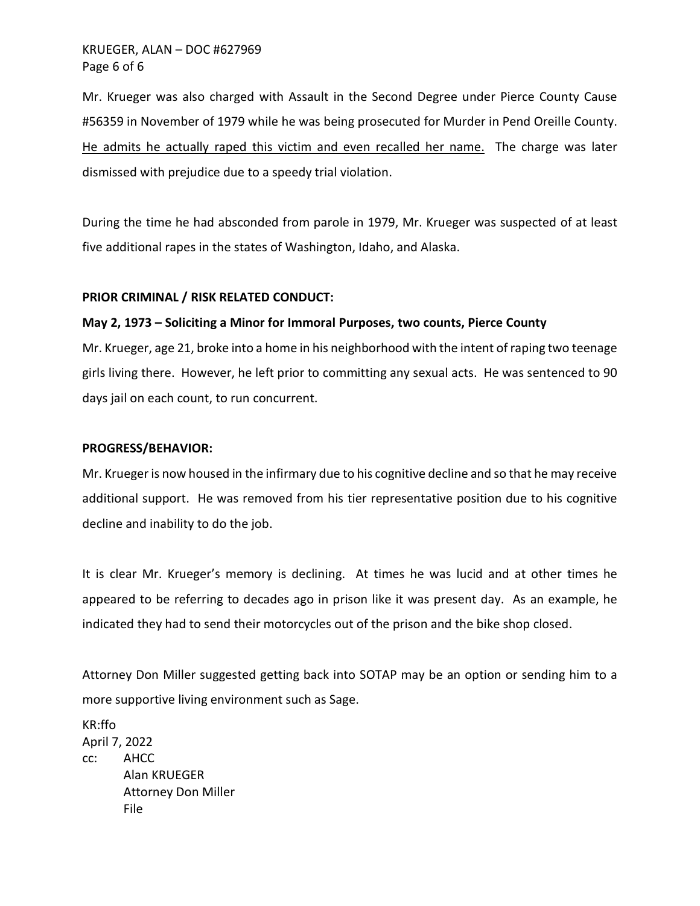Mr. Krueger was also charged with Assault in the Second Degree under Pierce County Cause #56359 in November of 1979 while he was being prosecuted for Murder in Pend Oreille County. <u>He admits he actually raped this victim and even recalled her name.</u> The charge was later dismissed with prejudice due to a speedy trial violation.

During the time he had absconded from parole in 1979, Mr. Krueger was suspected of at least five additional rapes in the states of Washington, Idaho, and Alaska.

**PRIOR CRIMINAL / RISK RELATED CONDUCT:**

**May 2, 1973 – Soliciting a Minor for Immoral Purposes, two counts, Pierce County**

Mr. Krueger, age 21, broke into a home in his neighborhood with the intent of raping two teenage girls living there. However, he left prior to committing any sexual acts. He was sentenced to 90 days jail on each count, to run concurrent.

**PROGRESS/BEHAVIOR:**

Mr. Krueger is now housed in the infirmary due to his cognitive decline and so that he may receive additional support. He was removed from his tier representative position due to his cognitive decline and inability to do the job.

It is clear Mr. Krueger's memory is declining. At times he was lucid and at other times he appeared to be referring to decades ago in prison like it was present day. As an example, he indicated they had to send their motorcycles out of the prison and the bike shop closed.

Attorney Don Miller suggested getting back into SOTAP may be an option or sending him to a more supportive living environment such as Sage.

KR:ffo
April 7, 2022
cc: AHCC
Alan KRUEGER
Attorney Don Miller
File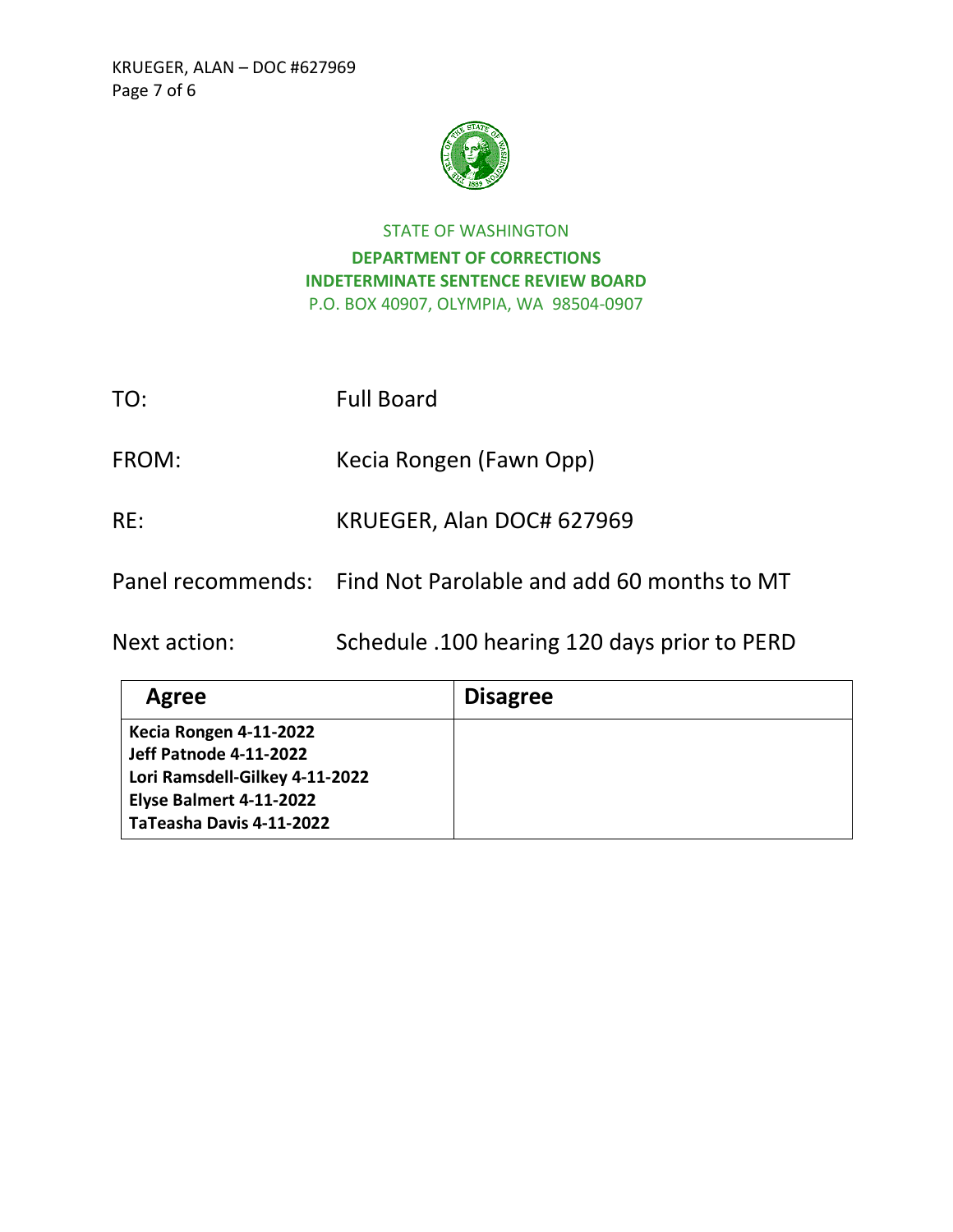STATE OF WASHINGTON

**DEPARTMENT OF CORRECTIONS**

**INDETERMINATE SENTENCE REVIEW BOARD**

P.O. BOX 40907, OLYMPIA, WA 98504-0907

TO: Full Board

FROM: Kecia Rongen (Fawn Opp)

RE: KRUEGER, Alan DOC# 627969

Panel recommends: Find Not Parolable and add 60 months to MT

Next action: Schedule .100 hearing 120 days prior to PERD

| Agree | Disagree |
|---|---|
| **Kecia Rongen 4-11-2022**<br>**Jeff Patnode 4-11-2022**<br>**Lori Ramsdell-Gilkey 4-11-2022**<br>**Elyse Balmert 4-11-2022**<br>**TaTeasha Davis 4-11-2022** | |